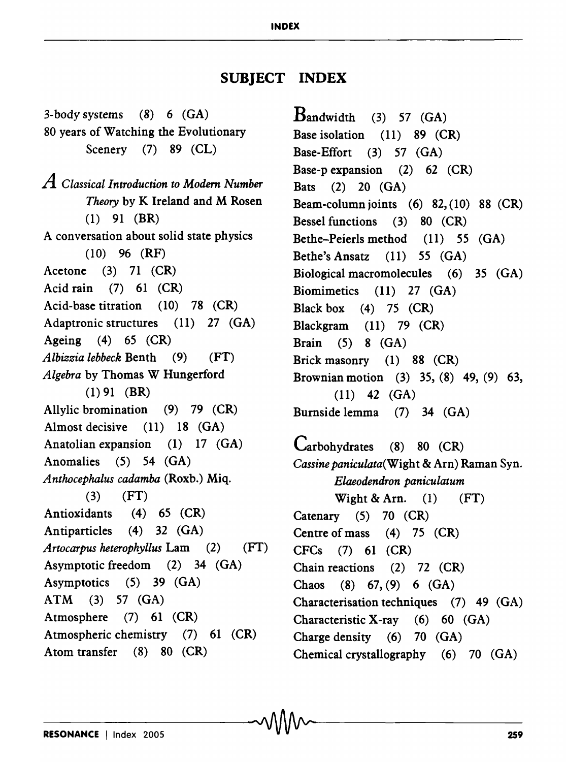## SUBJECT INDEX

3-body systems (8) 6 (GA)

80 years of Watching the Evolutionary Scenery (7) 89 (CL)

*A Classical Introduction to Modern Number Theory* by K Ireland and M Rosen (1) 91 (BR)

A conversation about solid state physics (10) 96 (RF)

Acetone (3) 71 (CR)

Acid rain (7) 61 (CR)

Acid-base titration (10) 78 (CR)

Adaptronic structures (11) 27 (GA)

Ageing (4) 65 (CR)

*Albizzia lebbeck* Benth (9) (FT)

*Algebra* by Thomas W Hungerford (1) 91 (BR)

Allylic bromination (9) 79 (CR)

Almost decisive (11) 18 (GA)

Anatolian expansion (1) 17 (GA)

Anomalies (5) 54 (GA)

*Anthocephalus cadamba* (Roxb.) Miq. (3) (FT)

Antioxidants (4) 65 (CR)

Antiparticles (4) 32 (GA)

*Artocarpus heterophyllus* Lam (2) (FT)

Asymptotic freedom (2) 34 (GA)

Asymptotics (5) 39 (GA)

ATM (3) 57 (GA)

Atmosphere (7) 61 (CR)

Atmospheric chemistry (7) 61 (CR)

Atom transfer (8) 80 (CR)

Bandwidth (3) 57 (GA)

Base isolation (11) 89 (CR)

Base-Effort (3) 57 (GA)

Base-p expansion (2) 62 (CR)

Bats (2) 20 (GA)

Beam-column joints (6) 82, (10) 88 (CR)

Bessel functions (3) 80 (CR)

Bethe–Peierls method (11) 55 (GA)

Bethe's Ansatz (11) 55 (GA)

Biological macromolecules (6) 35 (GA)

Biomimetics (11) 27 (GA)

Black box (4) 75 (CR)

Blackgram (11) 79 (CR)

Brain (5) 8 (GA)

Brick masonry (1) 88 (CR)

Brownian motion (3) 35, (8) 49, (9) 63, (11) 42 (GA)

Burnside lemma (7) 34 (GA)

Carbohydrates (8) 80 (CR)

*Cassine paniculata*(Wight & Arn) Raman Syn. *Elaeodendron paniculatum* Wight & Arn. (1) (FT)

Catenary (5) 70 (CR)

Centre of mass (4) 75 (CR)

CFCs (7) 61 (CR)

Chain reactions (2) 72 (CR)

Chaos (8) 67, (9) 6 (GA)

Characterisation techniques (7) 49 (GA)

Characteristic X-ray (6) 60 (GA)

Charge density (6) 70 (GA)

Chemical crystallography (6) 70 (GA)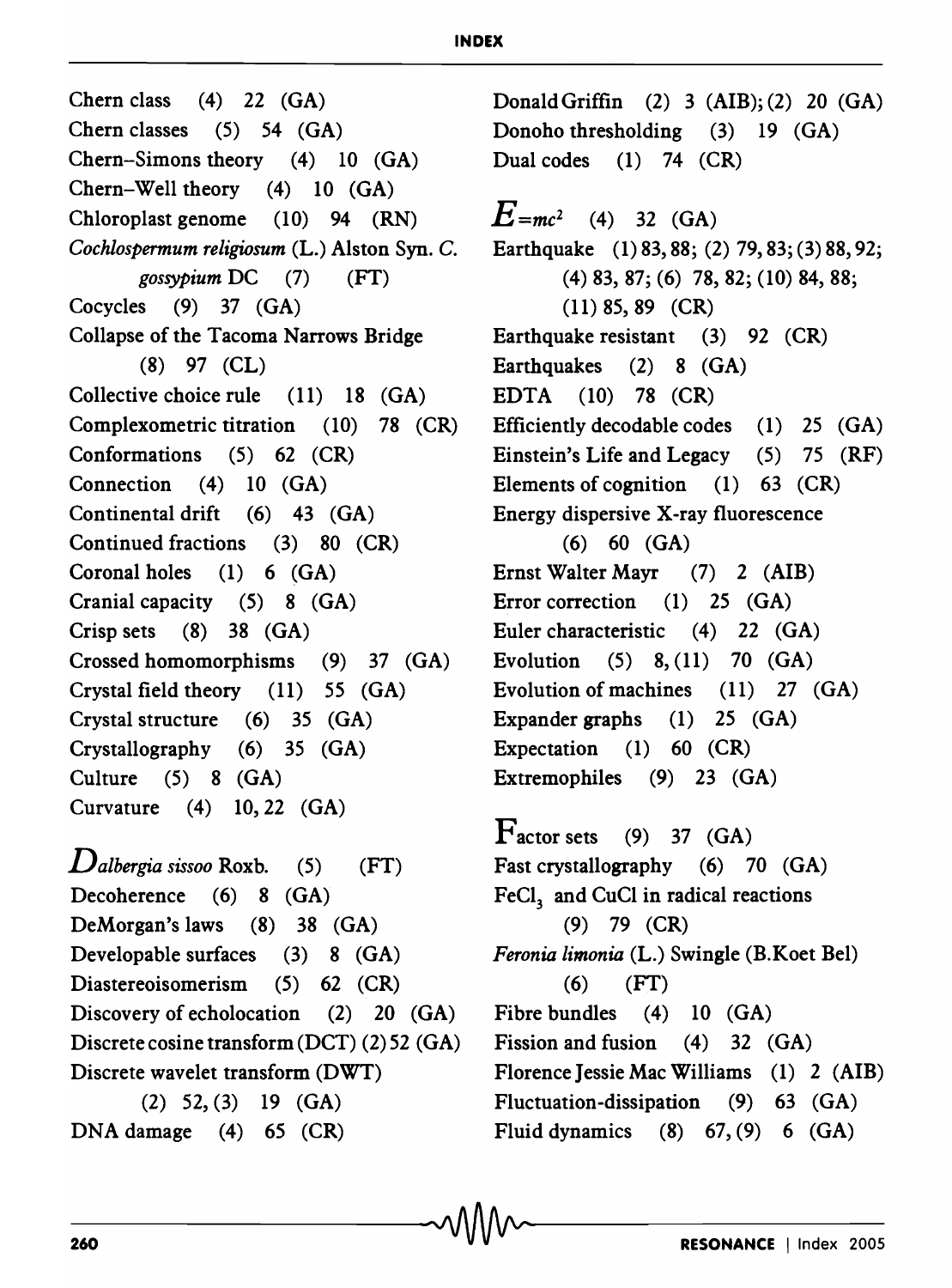Chern class (4) 22 (GA)
Chern classes (5) 54 (GA)
Chern–Simons theory (4) 10 (GA)
Chern–Well theory (4) 10 (GA)
Chloroplast genome (10) 94 (RN)
*Cochlospermum religiosum* (L.) Alston Syn. *C. gossypium* DC (7) (FT)
Cocycles (9) 37 (GA)
Collapse of the Tacoma Narrows Bridge (8) 97 (CL)
Collective choice rule (11) 18 (GA)
Complexometric titration (10) 78 (CR)
Conformations (5) 62 (CR)
Connection (4) 10 (GA)
Continental drift (6) 43 (GA)
Continued fractions (3) 80 (CR)
Coronal holes (1) 6 (GA)
Cranial capacity (5) 8 (GA)
Crisp sets (8) 38 (GA)
Crossed homomorphisms (9) 37 (GA)
Crystal field theory (11) 55 (GA)
Crystal structure (6) 35 (GA)
Crystallography (6) 35 (GA)
Culture (5) 8 (GA)
Curvature (4) 10, 22 (GA)

*Dalbergia sissoo* Roxb. (5) (FT)
Decoherence (6) 8 (GA)
DeMorgan's laws (8) 38 (GA)
Developable surfaces (3) 8 (GA)
Diastereoisomerism (5) 62 (CR)
Discovery of echolocation (2) 20 (GA)
Discrete cosine transform (DCT) (2) 52 (GA)
Discrete wavelet transform (DWT) (2) 52, (3) 19 (GA)
DNA damage (4) 65 (CR)
Donald Griffin (2) 3 (AIB); (2) 20 (GA)
Donoho thresholding (3) 19 (GA)
Dual codes (1) 74 (CR)

$E=mc^2$ (4) 32 (GA)
Earthquake (1) 83, 88; (2) 79, 83; (3) 88, 92; (4) 83, 87; (6) 78, 82; (10) 84, 88; (11) 85, 89 (CR)
Earthquake resistant (3) 92 (CR)
Earthquakes (2) 8 (GA)
EDTA (10) 78 (CR)
Efficiently decodable codes (1) 25 (GA)
Einstein's Life and Legacy (5) 75 (RF)
Elements of cognition (1) 63 (CR)
Energy dispersive X-ray fluorescence (6) 60 (GA)
Ernst Walter Mayr (7) 2 (AIB)
Error correction (1) 25 (GA)
Euler characteristic (4) 22 (GA)
Evolution (5) 8, (11) 70 (GA)
Evolution of machines (11) 27 (GA)
Expander graphs (1) 25 (GA)
Expectation (1) 60 (CR)
Extremophiles (9) 23 (GA)

Factor sets (9) 37 (GA)
Fast crystallography (6) 70 (GA)
$FeCl_3$ and CuCl in radical reactions (9) 79 (CR)
*Feronia limonia* (L.) Swingle (B.Koet Bel) (6) (FT)
Fibre bundles (4) 10 (GA)
Fission and fusion (4) 32 (GA)
Florence Jessie Mac Williams (1) 2 (AIB)
Fluctuation-dissipation (9) 63 (GA)
Fluid dynamics (8) 67, (9) 6 (GA)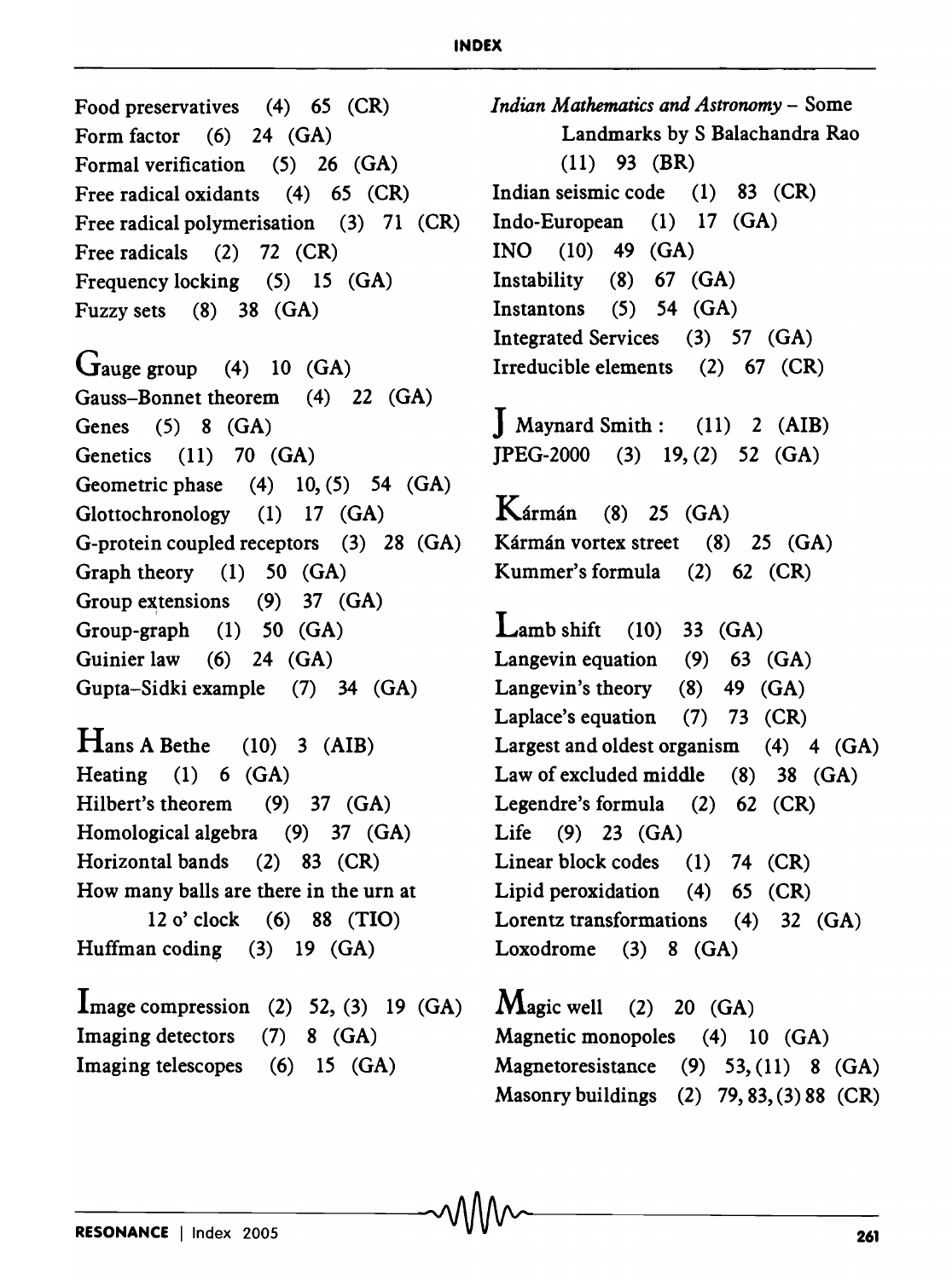Food preservatives (4) 65 (CR)
Form factor (6) 24 (GA)
Formal verification (5) 26 (GA)
Free radical oxidants (4) 65 (CR)
Free radical polymerisation (3) 71 (CR)
Free radicals (2) 72 (CR)
Frequency locking (5) 15 (GA)
Fuzzy sets (8) 38 (GA)

Gauge group (4) 10 (GA)
Gauss–Bonnet theorem (4) 22 (GA)
Genes (5) 8 (GA)
Genetics (11) 70 (GA)
Geometric phase (4) 10, (5) 54 (GA)
Glottochronology (1) 17 (GA)
G-protein coupled receptors (3) 28 (GA)
Graph theory (1) 50 (GA)
Group extensions (9) 37 (GA)
Group-graph (1) 50 (GA)
Guinier law (6) 24 (GA)
Gupta–Sidki example (7) 34 (GA)

Hans A Bethe (10) 3 (AIB)
Heating (1) 6 (GA)
Hilbert's theorem (9) 37 (GA)
Homological algebra (9) 37 (GA)
Horizontal bands (2) 83 (CR)
How many balls are there in the urn at 12 o' clock (6) 88 (TIO)
Huffman coding (3) 19 (GA)

Image compression (2) 52, (3) 19 (GA)
Imaging detectors (7) 8 (GA)
Imaging telescopes (6) 15 (GA)
*Indian Mathematics and Astronomy* – Some Landmarks by S Balachandra Rao (11) 93 (BR)
Indian seismic code (1) 83 (CR)
Indo-European (1) 17 (GA)
INO (10) 49 (GA)
Instability (8) 67 (GA)
Instantons (5) 54 (GA)
Integrated Services (3) 57 (GA)
Irreducible elements (2) 67 (CR)

J Maynard Smith : (11) 2 (AIB)
JPEG-2000 (3) 19, (2) 52 (GA)

Kármán (8) 25 (GA)
Kármán vortex street (8) 25 (GA)
Kummer's formula (2) 62 (CR)

Lamb shift (10) 33 (GA)
Langevin equation (9) 63 (GA)
Langevin's theory (8) 49 (GA)
Laplace's equation (7) 73 (CR)
Largest and oldest organism (4) 4 (GA)
Law of excluded middle (8) 38 (GA)
Legendre's formula (2) 62 (CR)
Life (9) 23 (GA)
Linear block codes (1) 74 (CR)
Lipid peroxidation (4) 65 (CR)
Lorentz transformations (4) 32 (GA)
Loxodrome (3) 8 (GA)

Magic well (2) 20 (GA)
Magnetic monopoles (4) 10 (GA)
Magnetoresistance (9) 53, (11) 8 (GA)
Masonry buildings (2) 79, 83, (3) 88 (CR)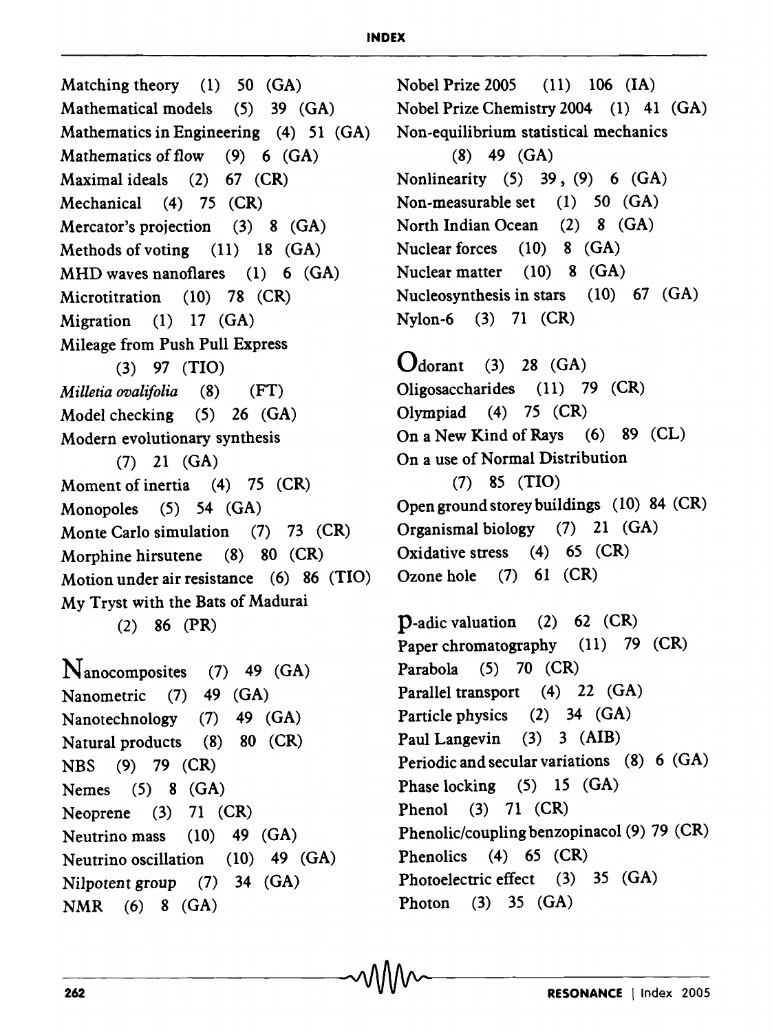Matching theory (1) 50 (GA)
Mathematical models (5) 39 (GA)
Mathematics in Engineering (4) 51 (GA)
Mathematics of flow (9) 6 (GA)
Maximal ideals (2) 67 (CR)
Mechanical (4) 75 (CR)
Mercator's projection (3) 8 (GA)
Methods of voting (11) 18 (GA)
MHD waves nanoflares (1) 6 (GA)
Microtitration (10) 78 (CR)
Migration (1) 17 (GA)
Mileage from Push Pull Express
(3) 97 (TIO)
*Milletia ovalifolia* (8) (FT)
Model checking (5) 26 (GA)
Modern evolutionary synthesis
(7) 21 (GA)
Moment of inertia (4) 75 (CR)
Monopoles (5) 54 (GA)
Monte Carlo simulation (7) 73 (CR)
Morphine hirsutene (8) 80 (CR)
Motion under air resistance (6) 86 (TIO)
My Tryst with the Bats of Madurai
(2) 86 (PR)

Nanocomposites (7) 49 (GA)
Nanometric (7) 49 (GA)
Nanotechnology (7) 49 (GA)
Natural products (8) 80 (CR)
NBS (9) 79 (CR)
Nemes (5) 8 (GA)
Neoprene (3) 71 (CR)
Neutrino mass (10) 49 (GA)
Neutrino oscillation (10) 49 (GA)
Nilpotent group (7) 34 (GA)
NMR (6) 8 (GA)
Nobel Prize 2005 (11) 106 (IA)
Nobel Prize Chemistry 2004 (1) 41 (GA)
Non-equilibrium statistical mechanics
(8) 49 (GA)
Nonlinearity (5) 39, (9) 6 (GA)
Non-measurable set (1) 50 (GA)
North Indian Ocean (2) 8 (GA)
Nuclear forces (10) 8 (GA)
Nuclear matter (10) 8 (GA)
Nucleosynthesis in stars (10) 67 (GA)
Nylon-6 (3) 71 (CR)

Odorant (3) 28 (GA)
Oligosaccharides (11) 79 (CR)
Olympiad (4) 75 (CR)
On a New Kind of Rays (6) 89 (CL)
On a use of Normal Distribution
(7) 85 (TIO)
Open ground storey buildings (10) 84 (CR)
Organismal biology (7) 21 (GA)
Oxidative stress (4) 65 (CR)
Ozone hole (7) 61 (CR)

p-adic valuation (2) 62 (CR)
Paper chromatography (11) 79 (CR)
Parabola (5) 70 (CR)
Parallel transport (4) 22 (GA)
Particle physics (2) 34 (GA)
Paul Langevin (3) 3 (AIB)
Periodic and secular variations (8) 6 (GA)
Phase locking (5) 15 (GA)
Phenol (3) 71 (CR)
Phenolic/coupling benzopinacol (9) 79 (CR)
Phenolics (4) 65 (CR)
Photoelectric effect (3) 35 (GA)
Photon (3) 35 (GA)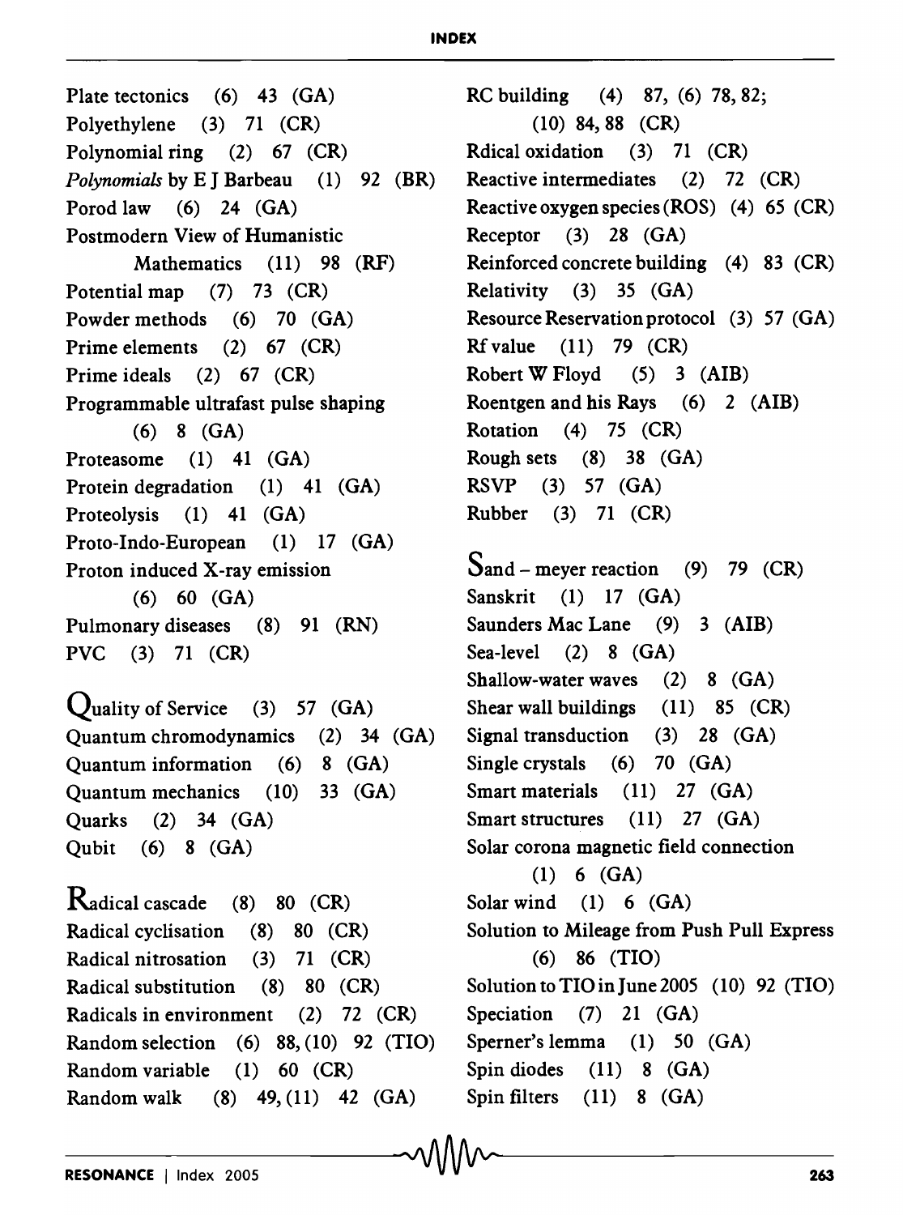Plate tectonics (6) 43 (GA)
Polyethylene (3) 71 (CR)
Polynomial ring (2) 67 (CR)
*Polynomials* by E J Barbeau (1) 92 (BR)
Porod law (6) 24 (GA)
Postmodern View of Humanistic Mathematics (11) 98 (RF)
Potential map (7) 73 (CR)
Powder methods (6) 70 (GA)
Prime elements (2) 67 (CR)
Prime ideals (2) 67 (CR)
Programmable ultrafast pulse shaping (6) 8 (GA)
Proteasome (1) 41 (GA)
Protein degradation (1) 41 (GA)
Proteolysis (1) 41 (GA)
Proto-Indo-European (1) 17 (GA)
Proton induced X-ray emission (6) 60 (GA)
Pulmonary diseases (8) 91 (RN)
PVC (3) 71 (CR)

Quality of Service (3) 57 (GA)
Quantum chromodynamics (2) 34 (GA)
Quantum information (6) 8 (GA)
Quantum mechanics (10) 33 (GA)
Quarks (2) 34 (GA)
Qubit (6) 8 (GA)

Radical cascade (8) 80 (CR)
Radical cyclisation (8) 80 (CR)
Radical nitrosation (3) 71 (CR)
Radical substitution (8) 80 (CR)
Radicals in environment (2) 72 (CR)
Random selection (6) 88, (10) 92 (TIO)
Random variable (1) 60 (CR)
Random walk (8) 49, (11) 42 (GA)
RC building (4) 87, (6) 78, 82; (10) 84, 88 (CR)
Rdical oxidation (3) 71 (CR)
Reactive intermediates (2) 72 (CR)
Reactive oxygen species (ROS) (4) 65 (CR)
Receptor (3) 28 (GA)
Reinforced concrete building (4) 83 (CR)
Relativity (3) 35 (GA)
Resource Reservation protocol (3) 57 (GA)
Rf value (11) 79 (CR)
Robert W Floyd (5) 3 (AIB)
Roentgen and his Rays (6) 2 (AIB)
Rotation (4) 75 (CR)
Rough sets (8) 38 (GA)
RSVP (3) 57 (GA)
Rubber (3) 71 (CR)

Sand – meyer reaction (9) 79 (CR)
Sanskrit (1) 17 (GA)
Saunders Mac Lane (9) 3 (AIB)
Sea-level (2) 8 (GA)
Shallow-water waves (2) 8 (GA)
Shear wall buildings (11) 85 (CR)
Signal transduction (3) 28 (GA)
Single crystals (6) 70 (GA)
Smart materials (11) 27 (GA)
Smart structures (11) 27 (GA)
Solar corona magnetic field connection (1) 6 (GA)
Solar wind (1) 6 (GA)
Solution to Mileage from Push Pull Express (6) 86 (TIO)
Solution to TIO in June 2005 (10) 92 (TIO)
Speciation (7) 21 (GA)
Sperner's lemma (1) 50 (GA)
Spin diodes (11) 8 (GA)
Spin filters (11) 8 (GA)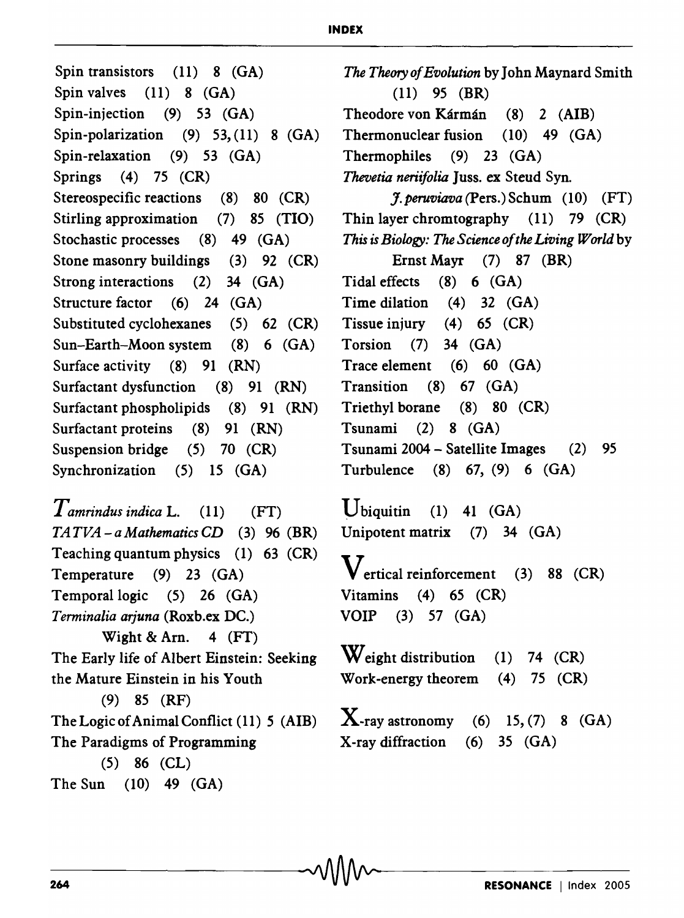Spin transistors (11) 8 (GA)
Spin valves (11) 8 (GA)
Spin-injection (9) 53 (GA)
Spin-polarization (9) 53, (11) 8 (GA)
Spin-relaxation (9) 53 (GA)
Springs (4) 75 (CR)
Stereospecific reactions (8) 80 (CR)
Stirling approximation (7) 85 (TIO)
Stochastic processes (8) 49 (GA)
Stone masonry buildings (3) 92 (CR)
Strong interactions (2) 34 (GA)
Structure factor (6) 24 (GA)
Substituted cyclohexanes (5) 62 (CR)
Sun–Earth–Moon system (8) 6 (GA)
Surface activity (8) 91 (RN)
Surfactant dysfunction (8) 91 (RN)
Surfactant phospholipids (8) 91 (RN)
Surfactant proteins (8) 91 (RN)
Suspension bridge (5) 70 (CR)
Synchronization (5) 15 (GA)

*Tamrindus indica* L. (11) (FT)
*TATVA – a Mathematics CD* (3) 96 (BR)
Teaching quantum physics (1) 63 (CR)
Temperature (9) 23 (GA)
Temporal logic (5) 26 (GA)
*Terminalia arjuna* (Roxb.ex DC.) Wight & Arn. 4 (FT)
The Early life of Albert Einstein: Seeking the Mature Einstein in his Youth (9) 85 (RF)
The Logic of Animal Conflict (11) 5 (AIB)
The Paradigms of Programming (5) 86 (CL)
The Sun (10) 49 (GA)
*The Theory of Evolution* by John Maynard Smith (11) 95 (BR)
Theodore von Kármán (8) 2 (AIB)
Thermonuclear fusion (10) 49 (GA)
Thermophiles (9) 23 (GA)
*Thevetia neriifolia* Juss. ex Steud Syn. *J. peruviava* (Pers.) Schum (10) (FT)
Thin layer chromtography (11) 79 (CR)
*This is Biology: The Science of the Living World* by Ernst Mayr (7) 87 (BR)
Tidal effects (8) 6 (GA)
Time dilation (4) 32 (GA)
Tissue injury (4) 65 (CR)
Torsion (7) 34 (GA)
Trace element (6) 60 (GA)
Transition (8) 67 (GA)
Triethyl borane (8) 80 (CR)
Tsunami (2) 8 (GA)
Tsunami 2004 – Satellite Images (2) 95
Turbulence (8) 67, (9) 6 (GA)

Ubiquitin (1) 41 (GA)
Unipotent matrix (7) 34 (GA)

Vertical reinforcement (3) 88 (CR)
Vitamins (4) 65 (CR)
VOIP (3) 57 (GA)

Weight distribution (1) 74 (CR)
Work-energy theorem (4) 75 (CR)

X-ray astronomy (6) 15, (7) 8 (GA)
X-ray diffraction (6) 35 (GA)